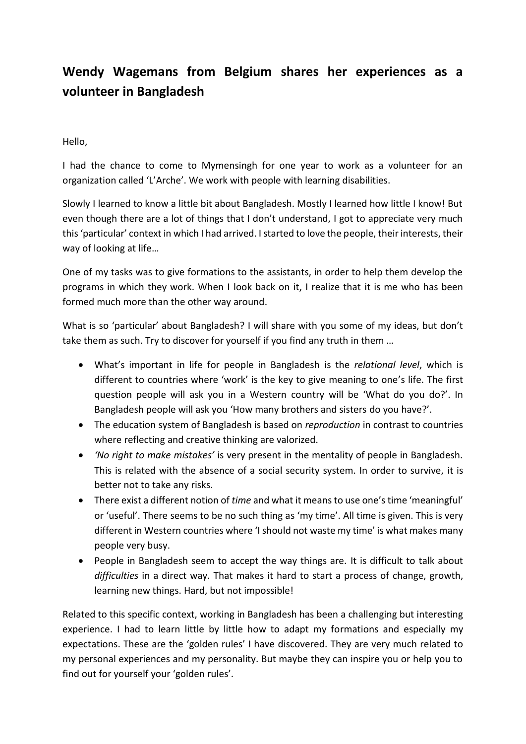# Wendy Wagemans from Belgium shares her experiences as a volunteer in Bangladesh

Hello,

I had the chance to come to Mymensingh for one year to work as a volunteer for an organization called 'L'Arche'. We work with people with learning disabilities.

Slowly I learned to know a little bit about Bangladesh. Mostly I learned how little I know! But even though there are a lot of things that I don't understand, I got to appreciate very much this 'particular' context in which I had arrived. I started to love the people, their interests, their way of looking at life…

One of my tasks was to give formations to the assistants, in order to help them develop the programs in which they work. When I look back on it, I realize that it is me who has been formed much more than the other way around.

What is so 'particular' about Bangladesh? I will share with you some of my ideas, but don't take them as such. Try to discover for yourself if you find any truth in them …

- What's important in life for people in Bangladesh is the *relational level*, which is different to countries where 'work' is the key to give meaning to one's life. The first question people will ask you in a Western country will be 'What do you do?'. In Bangladesh people will ask you 'How many brothers and sisters do you have?'.
- The education system of Bangladesh is based on *reproduction* in contrast to countries where reflecting and creative thinking are valorized.
- *'No right to make mistakes'* is very present in the mentality of people in Bangladesh. This is related with the absence of a social security system. In order to survive, it is better not to take any risks.
- There exist a different notion of *time* and what it means to use one's time 'meaningful' or 'useful'. There seems to be no such thing as 'my time'. All time is given. This is very different in Western countries where 'I should not waste my time' is what makes many people very busy.
- People in Bangladesh seem to accept the way things are. It is difficult to talk about *difficulties* in a direct way. That makes it hard to start a process of change, growth, learning new things. Hard, but not impossible!

Related to this specific context, working in Bangladesh has been a challenging but interesting experience. I had to learn little by little how to adapt my formations and especially my expectations. These are the 'golden rules' I have discovered. They are very much related to my personal experiences and my personality. But maybe they can inspire you or help you to find out for yourself your 'golden rules'.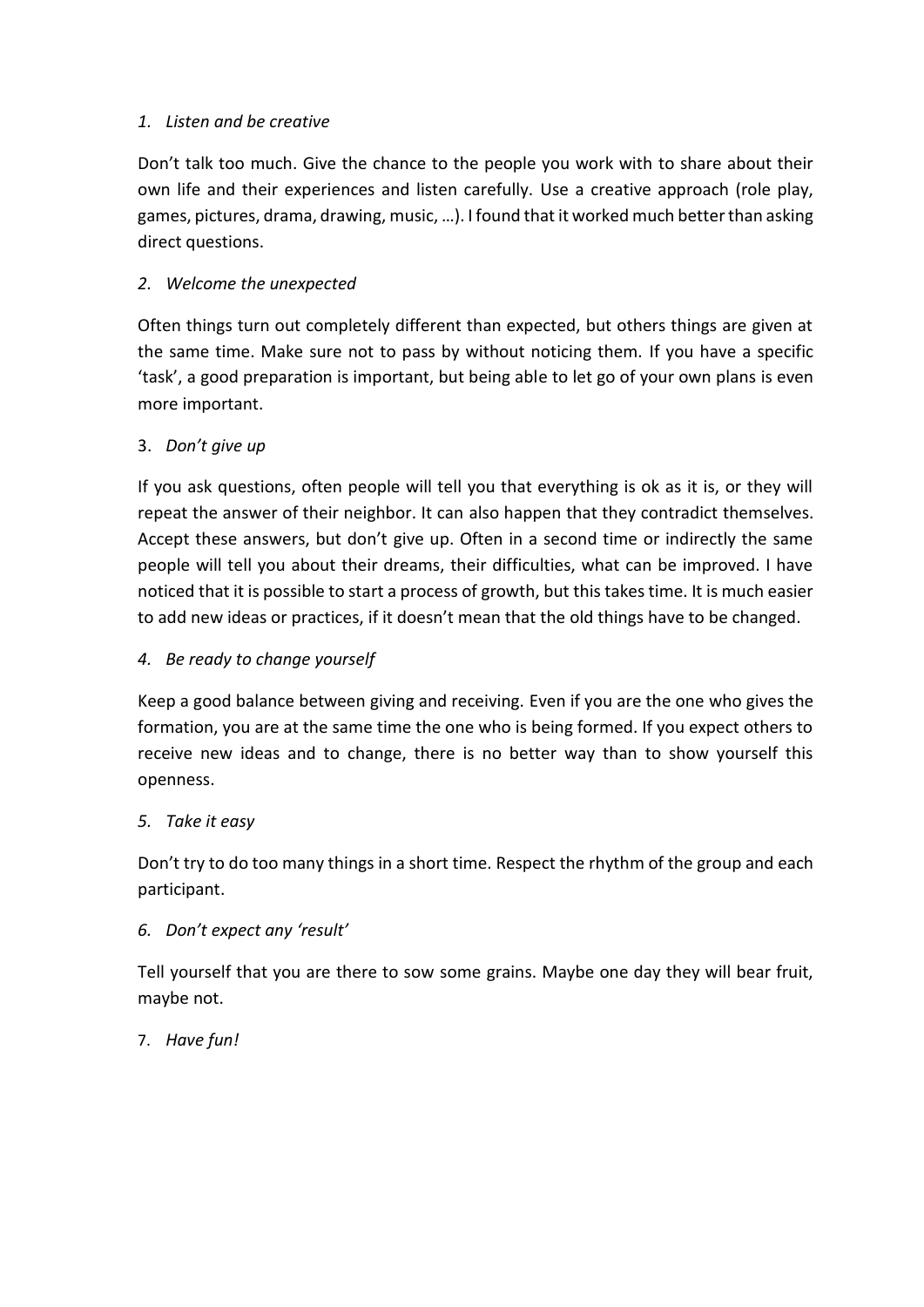1. *Listen and be creative*

Don't talk too much. Give the chance to the people you work with to share about their own life and their experiences and listen carefully. Use a creative approach (role play, games, pictures, drama, drawing, music, …). I found that it worked much better than asking direct questions.

2. *Welcome the unexpected*

Often things turn out completely different than expected, but others things are given at the same time. Make sure not to pass by without noticing them. If you have a specific 'task', a good preparation is important, but being able to let go of your own plans is even more important.

3. *Don't give up*

If you ask questions, often people will tell you that everything is ok as it is, or they will repeat the answer of their neighbor. It can also happen that they contradict themselves. Accept these answers, but don't give up. Often in a second time or indirectly the same people will tell you about their dreams, their difficulties, what can be improved. I have noticed that it is possible to start a process of growth, but this takes time. It is much easier to add new ideas or practices, if it doesn't mean that the old things have to be changed.

4. *Be ready to change yourself*

Keep a good balance between giving and receiving. Even if you are the one who gives the formation, you are at the same time the one who is being formed. If you expect others to receive new ideas and to change, there is no better way than to show yourself this openness.

5. *Take it easy*

Don't try to do too many things in a short time. Respect the rhythm of the group and each participant.

6. *Don't expect any 'result'*

Tell yourself that you are there to sow some grains. Maybe one day they will bear fruit, maybe not.

7. *Have fun!*